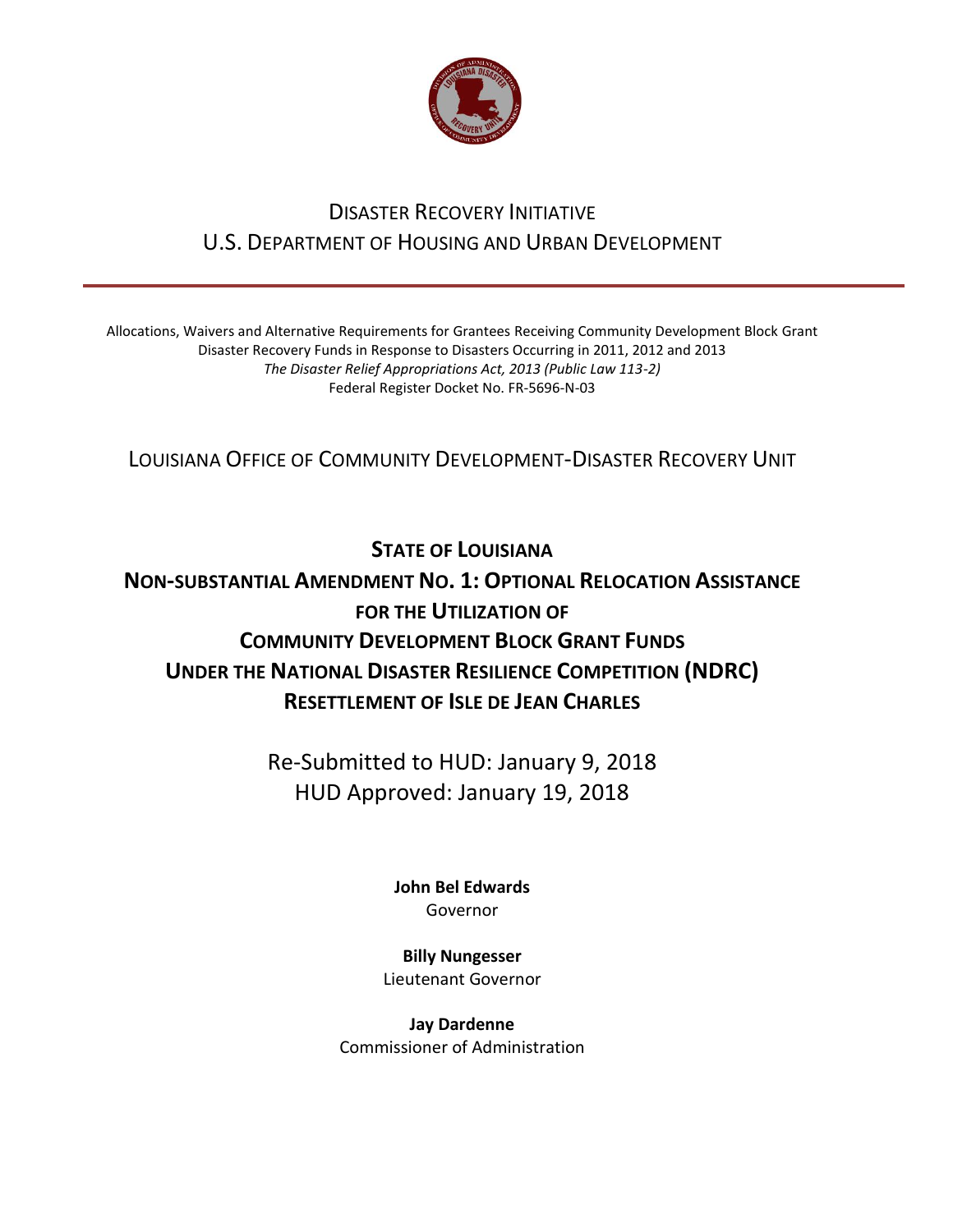DISASTER RECOVERY INITIATIVE
U.S. DEPARTMENT OF HOUSING AND URBAN DEVELOPMENT

---

Allocations, Waivers and Alternative Requirements for Grantees Receiving Community Development Block Grant Disaster Recovery Funds in Response to Disasters Occurring in 2011, 2012 and 2013
*The Disaster Relief Appropriations Act, 2013 (Public Law 113-2)*
Federal Register Docket No. FR-5696-N-03

LOUISIANA OFFICE OF COMMUNITY DEVELOPMENT-DISASTER RECOVERY UNIT

# STATE OF LOUISIANA
# NON-SUBSTANTIAL AMENDMENT NO. 1: OPTIONAL RELOCATION ASSISTANCE FOR THE UTILIZATION OF COMMUNITY DEVELOPMENT BLOCK GRANT FUNDS UNDER THE NATIONAL DISASTER RESILIENCE COMPETITION (NDRC) RESETTLEMENT OF ISLE DE JEAN CHARLES

Re-Submitted to HUD: January 9, 2018
HUD Approved: January 19, 2018

**John Bel Edwards**
Governor

**Billy Nungesser**
Lieutenant Governor

**Jay Dardenne**
Commissioner of Administration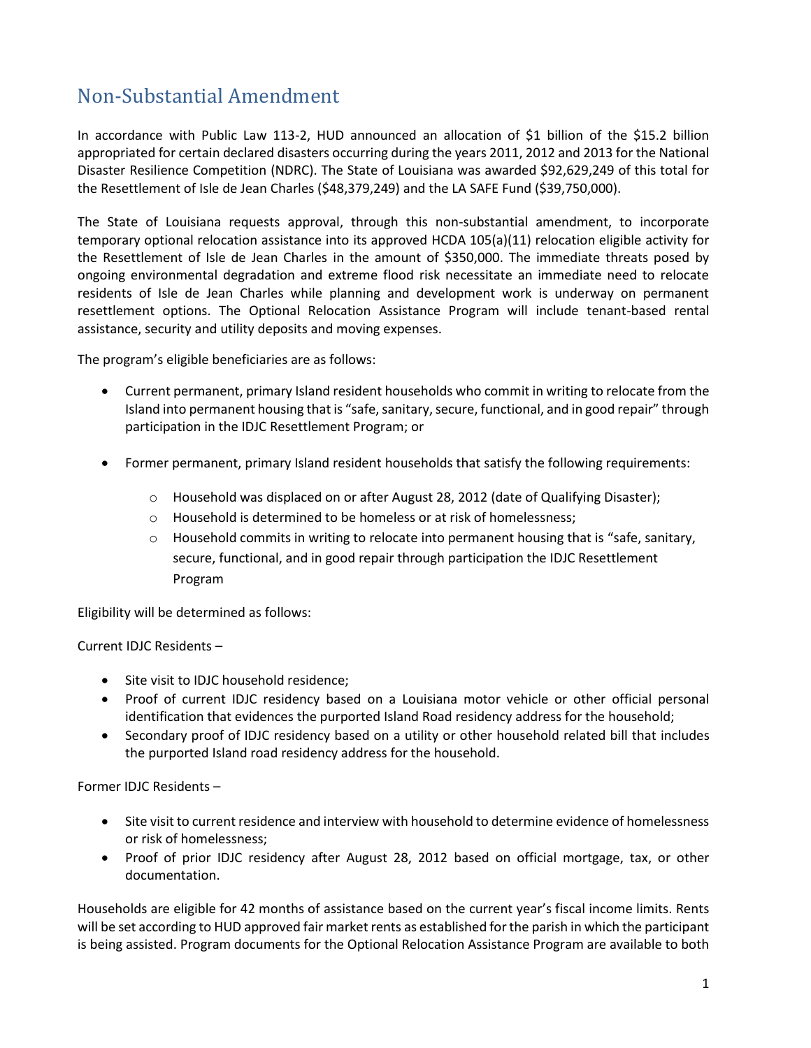## Non-Substantial Amendment

In accordance with Public Law 113-2, HUD announced an allocation of $1 billion of the $15.2 billion appropriated for certain declared disasters occurring during the years 2011, 2012 and 2013 for the National Disaster Resilience Competition (NDRC). The State of Louisiana was awarded $92,629,249 of this total for the Resettlement of Isle de Jean Charles ($48,379,249) and the LA SAFE Fund ($39,750,000).

The State of Louisiana requests approval, through this non-substantial amendment, to incorporate temporary optional relocation assistance into its approved HCDA 105(a)(11) relocation eligible activity for the Resettlement of Isle de Jean Charles in the amount of $350,000. The immediate threats posed by ongoing environmental degradation and extreme flood risk necessitate an immediate need to relocate residents of Isle de Jean Charles while planning and development work is underway on permanent resettlement options. The Optional Relocation Assistance Program will include tenant-based rental assistance, security and utility deposits and moving expenses.

The program's eligible beneficiaries are as follows:

- Current permanent, primary Island resident households who commit in writing to relocate from the Island into permanent housing that is "safe, sanitary, secure, functional, and in good repair" through participation in the IDJC Resettlement Program; or
- Former permanent, primary Island resident households that satisfy the following requirements:
  - Household was displaced on or after August 28, 2012 (date of Qualifying Disaster);
  - Household is determined to be homeless or at risk of homelessness;
  - Household commits in writing to relocate into permanent housing that is "safe, sanitary, secure, functional, and in good repair through participation the IDJC Resettlement Program

Eligibility will be determined as follows:

Current IDJC Residents –

- Site visit to IDJC household residence;
- Proof of current IDJC residency based on a Louisiana motor vehicle or other official personal identification that evidences the purported Island Road residency address for the household;
- Secondary proof of IDJC residency based on a utility or other household related bill that includes the purported Island road residency address for the household.

Former IDJC Residents –

- Site visit to current residence and interview with household to determine evidence of homelessness or risk of homelessness;
- Proof of prior IDJC residency after August 28, 2012 based on official mortgage, tax, or other documentation.

Households are eligible for 42 months of assistance based on the current year's fiscal income limits. Rents will be set according to HUD approved fair market rents as established for the parish in which the participant is being assisted. Program documents for the Optional Relocation Assistance Program are available to both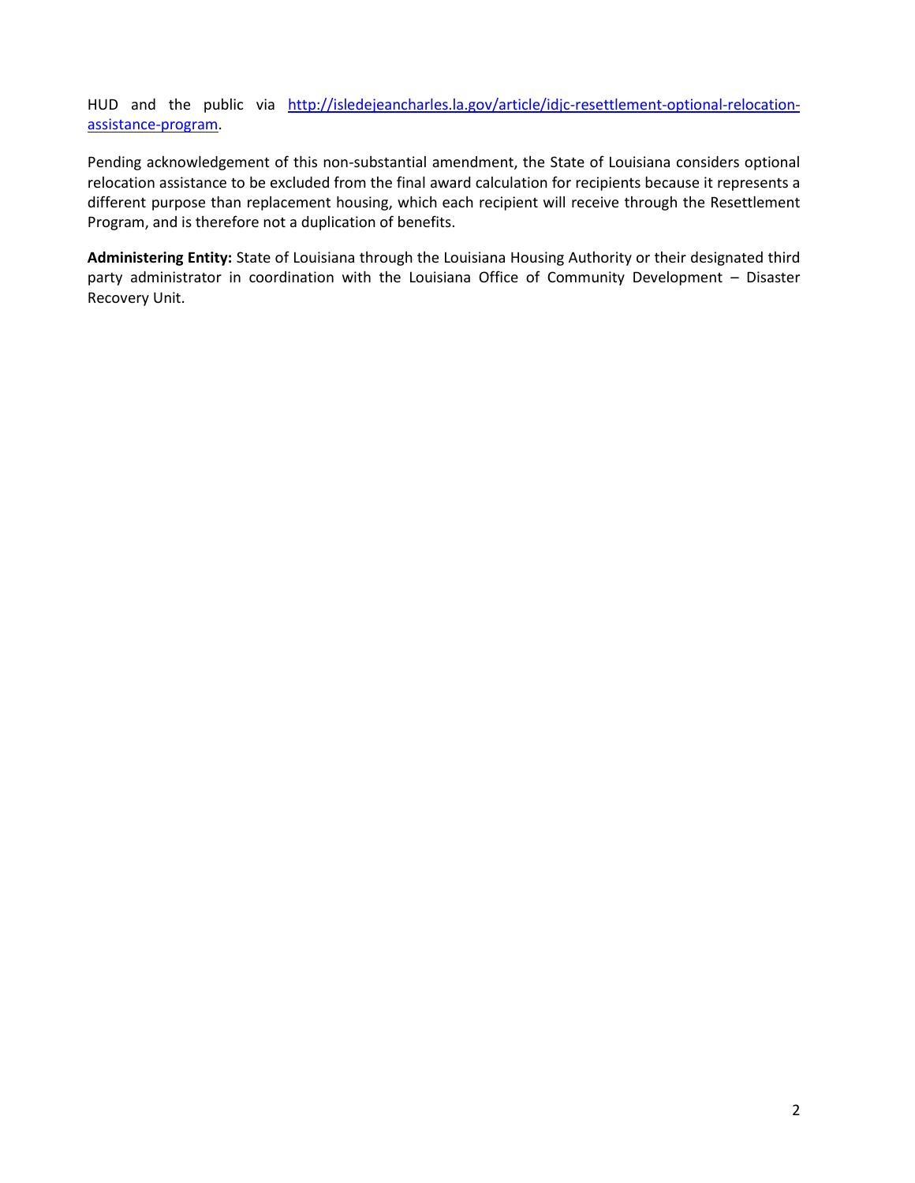HUD and the public via [http://isledejeancharles.la.gov/article/idjc-resettlement-optional-relocation-assistance-program](http://isledejeancharles.la.gov/article/idjc-resettlement-optional-relocation-assistance-program).

Pending acknowledgement of this non-substantial amendment, the State of Louisiana considers optional relocation assistance to be excluded from the final award calculation for recipients because it represents a different purpose than replacement housing, which each recipient will receive through the Resettlement Program, and is therefore not a duplication of benefits.

**Administering Entity:** State of Louisiana through the Louisiana Housing Authority or their designated third party administrator in coordination with the Louisiana Office of Community Development – Disaster Recovery Unit.